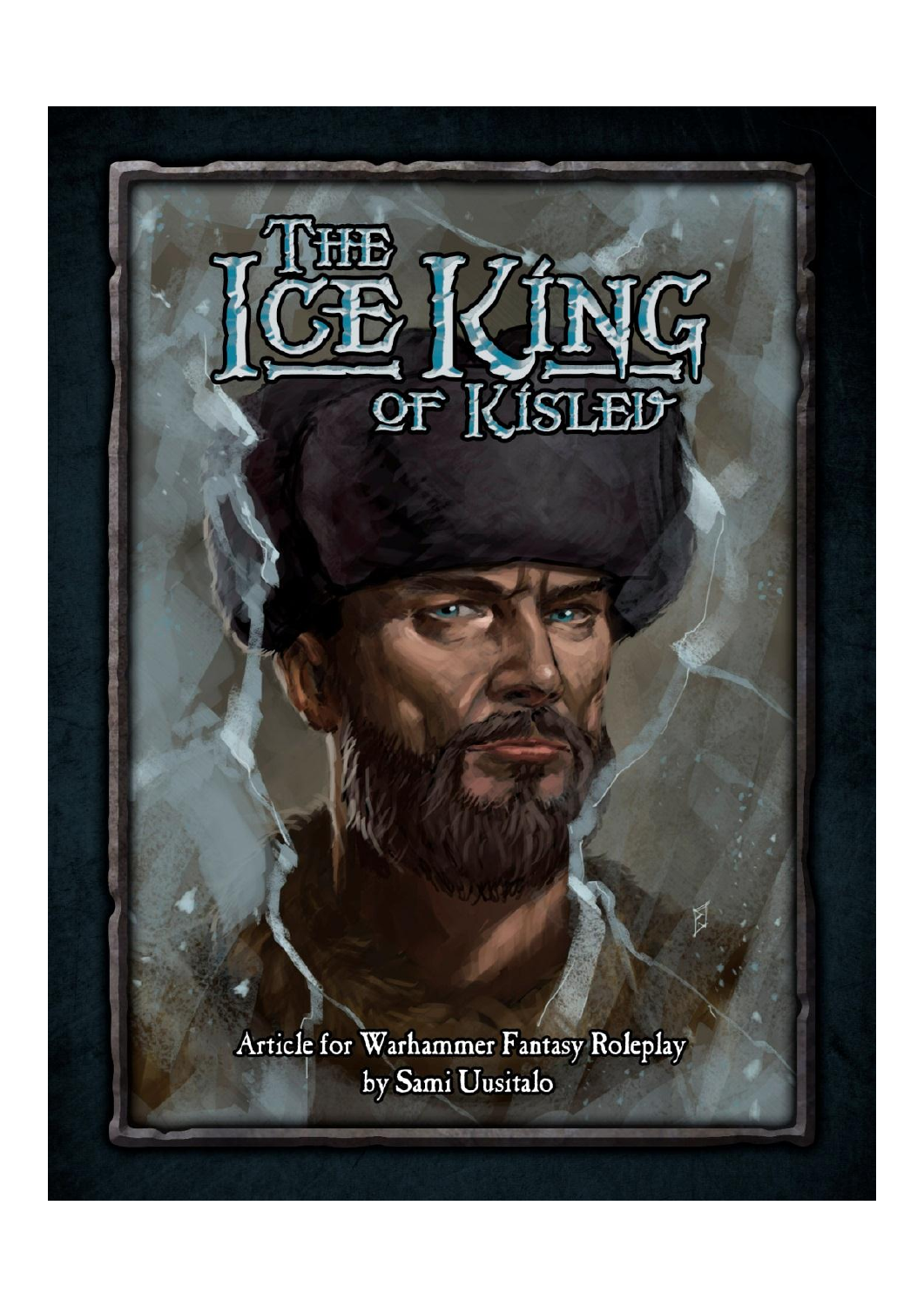# The Ice King of Kislev

Article for Warhammer Fantasy Roleplay
by Sami Uusitalo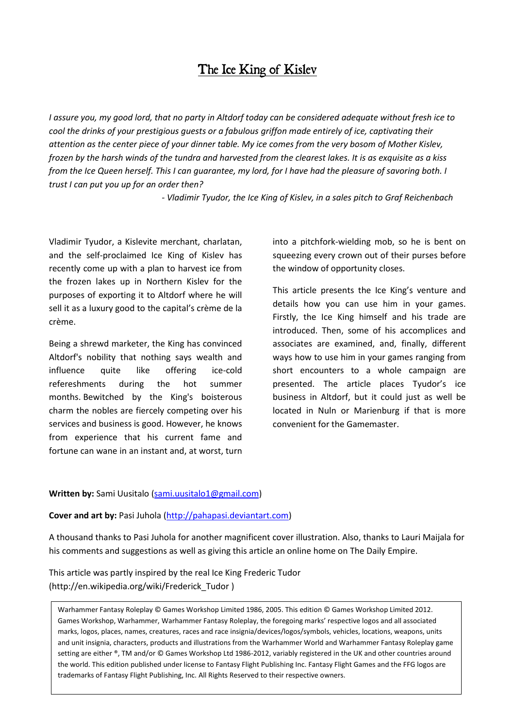# The Ice King of Kislev

*I assure you, my good lord, that no party in Altdorf today can be considered adequate without fresh ice to cool the drinks of your prestigious guests or a fabulous griffon made entirely of ice, captivating their attention as the center piece of your dinner table. My ice comes from the very bosom of Mother Kislev, frozen by the harsh winds of the tundra and harvested from the clearest lakes. It is as exquisite as a kiss from the Ice Queen herself. This I can guarantee, my lord, for I have had the pleasure of savoring both. I trust I can put you up for an order then?*

*- Vladimir Tyudor, the Ice King of Kislev, in a sales pitch to Graf Reichenbach*

Vladimir Tyudor, a Kislevite merchant, charlatan, and the self-proclaimed Ice King of Kislev has recently come up with a plan to harvest ice from the frozen lakes up in Northern Kislev for the purposes of exporting it to Altdorf where he will sell it as a luxury good to the capital's crème de la crème.

Being a shrewd marketer, the King has convinced Altdorf's nobility that nothing says wealth and influence quite like offering ice-cold refereshments during the hot summer months. Bewitched by the King's boisterous charm the nobles are fiercely competing over his services and business is good. However, he knows from experience that his current fame and fortune can wane in an instant and, at worst, turn into a pitchfork-wielding mob, so he is bent on squeezing every crown out of their purses before the window of opportunity closes.

This article presents the Ice King's venture and details how you can use him in your games. Firstly, the Ice King himself and his trade are introduced. Then, some of his accomplices and associates are examined, and, finally, different ways how to use him in your games ranging from short encounters to a whole campaign are presented. The article places Tyudor's ice business in Altdorf, but it could just as well be located in Nuln or Marienburg if that is more convenient for the Gamemaster.

**Written by:** Sami Uusitalo (sami.uusitalo1@gmail.com)

**Cover and art by:** Pasi Juhola (http://pahapasi.deviantart.com)

A thousand thanks to Pasi Juhola for another magnificent cover illustration. Also, thanks to Lauri Maijala for his comments and suggestions as well as giving this article an online home on The Daily Empire.

This article was partly inspired by the real Ice King Frederic Tudor (http://en.wikipedia.org/wiki/Frederick_Tudor )

Warhammer Fantasy Roleplay © Games Workshop Limited 1986, 2005. This edition © Games Workshop Limited 2012. Games Workshop, Warhammer, Warhammer Fantasy Roleplay, the foregoing marks' respective logos and all associated marks, logos, places, names, creatures, races and race insignia/devices/logos/symbols, vehicles, locations, weapons, units and unit insignia, characters, products and illustrations from the Warhammer World and Warhammer Fantasy Roleplay game setting are either ®, TM and/or © Games Workshop Ltd 1986-2012, variably registered in the UK and other countries around the world. This edition published under license to Fantasy Flight Publishing Inc. Fantasy Flight Games and the FFG logos are trademarks of Fantasy Flight Publishing, Inc. All Rights Reserved to their respective owners.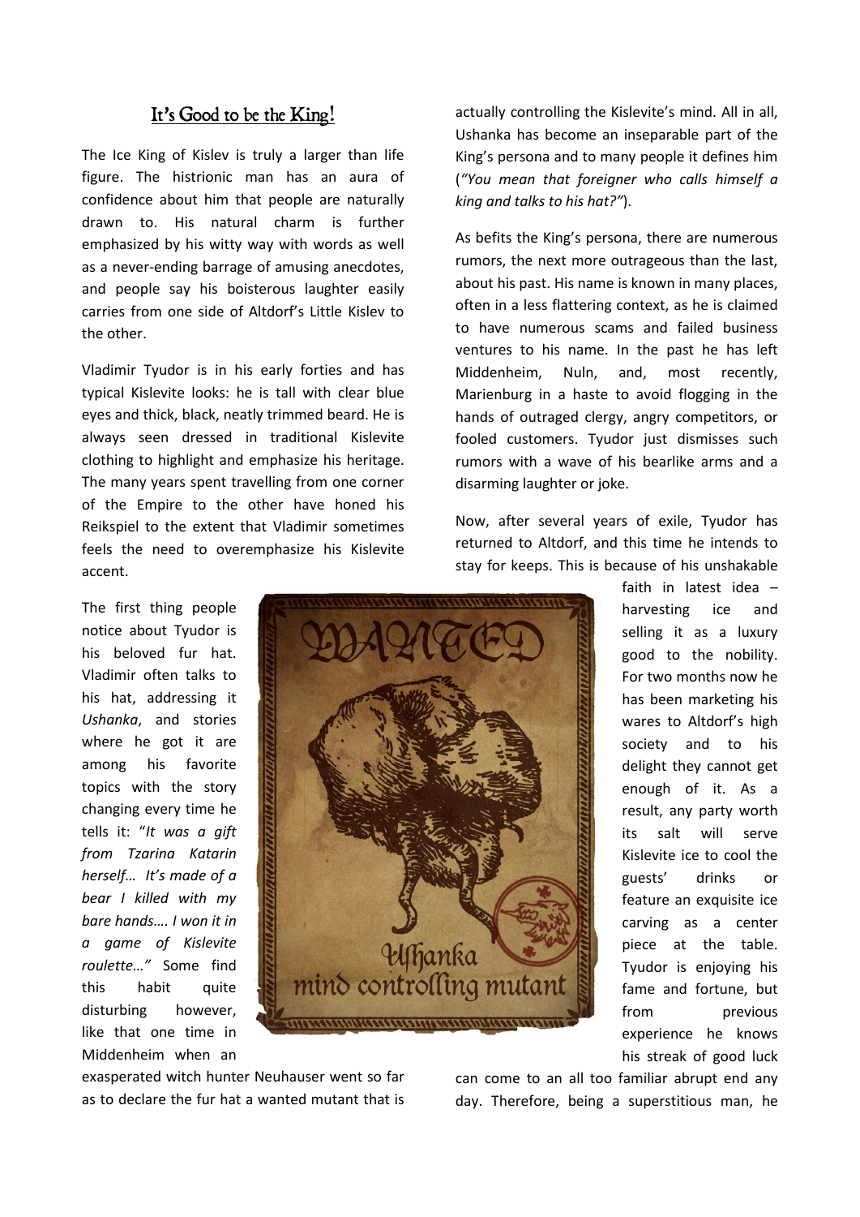## It's Good to be the King!

The Ice King of Kislev is truly a larger than life figure. The histrionic man has an aura of confidence about him that people are naturally drawn to. His natural charm is further emphasized by his witty way with words as well as a never-ending barrage of amusing anecdotes, and people say his boisterous laughter easily carries from one side of Altdorf's Little Kislev to the other.

Vladimir Tyudor is in his early forties and has typical Kislevite looks: he is tall with clear blue eyes and thick, black, neatly trimmed beard. He is always seen dressed in traditional Kislevite clothing to highlight and emphasize his heritage. The many years spent travelling from one corner of the Empire to the other have honed his Reikspiel to the extent that Vladimir sometimes feels the need to overemphasize his Kislevite accent.

The first thing people notice about Tyudor is his beloved fur hat. Vladimir often talks to his hat, addressing it *Ushanka*, and stories where he got it are among his favorite topics with the story changing every time he tells it: "*It was a gift from Tzarina Katarin herself… It's made of a bear I killed with my bare hands…. I won it in a game of Kislevite roulette…"* Some find this habit quite disturbing however, like that one time in Middenheim when an exasperated witch hunter Neuhauser went so far as to declare the fur hat a wanted mutant that is actually controlling the Kislevite's mind. All in all, Ushanka has become an inseparable part of the King's persona and to many people it defines him (*"You mean that foreigner who calls himself a king and talks to his hat?"*).

WANTED

Ushanka
mind controlling mutant

As befits the King's persona, there are numerous rumors, the next more outrageous than the last, about his past. His name is known in many places, often in a less flattering context, as he is claimed to have numerous scams and failed business ventures to his name. In the past he has left Middenheim, Nuln, and, most recently, Marienburg in a haste to avoid flogging in the hands of outraged clergy, angry competitors, or fooled customers. Tyudor just dismisses such rumors with a wave of his bearlike arms and a disarming laughter or joke.

Now, after several years of exile, Tyudor has returned to Altdorf, and this time he intends to stay for keeps. This is because of his unshakable faith in latest idea – harvesting ice and selling it as a luxury good to the nobility. For two months now he has been marketing his wares to Altdorf's high society and to his delight they cannot get enough of it. As a result, any party worth its salt will serve Kislevite ice to cool the guests' drinks or feature an exquisite ice carving as a center piece at the table. Tyudor is enjoying his fame and fortune, but from previous experience he knows his streak of good luck can come to an all too familiar abrupt end any day. Therefore, being a superstitious man, he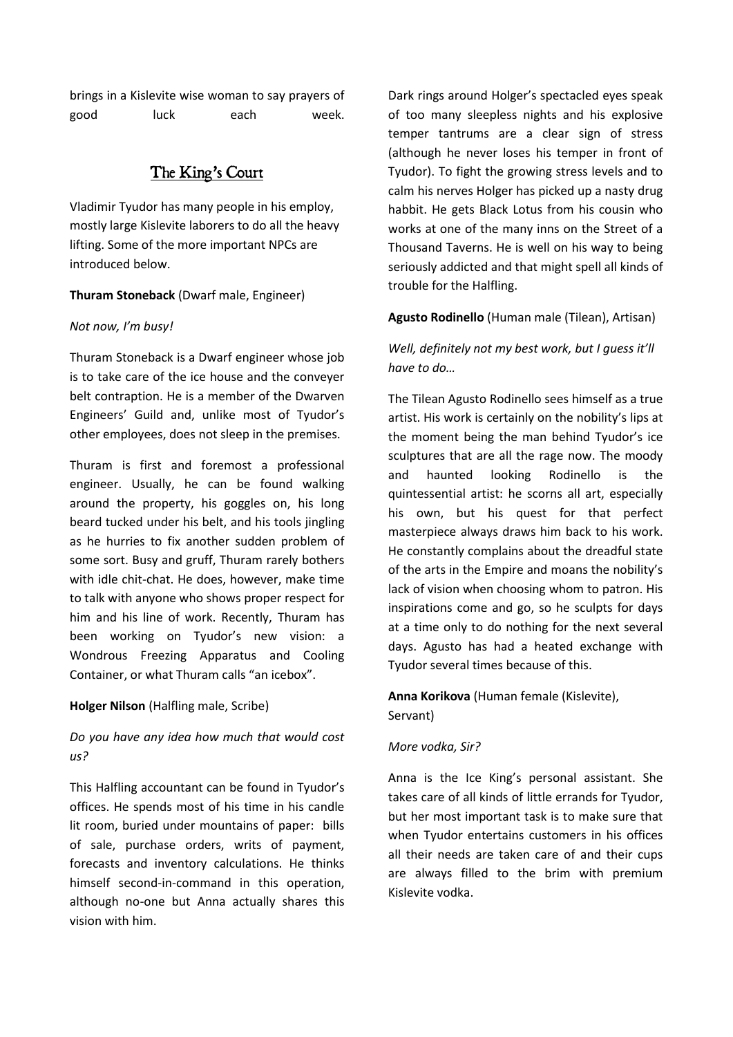brings in a Kislevite wise woman to say prayers of good luck each week.

## The King's Court

Vladimir Tyudor has many people in his employ, mostly large Kislevite laborers to do all the heavy lifting. Some of the more important NPCs are introduced below.

**Thuram Stoneback** (Dwarf male, Engineer)

*Not now, I'm busy!*

Thuram Stoneback is a Dwarf engineer whose job is to take care of the ice house and the conveyer belt contraption. He is a member of the Dwarven Engineers' Guild and, unlike most of Tyudor's other employees, does not sleep in the premises.

Thuram is first and foremost a professional engineer. Usually, he can be found walking around the property, his goggles on, his long beard tucked under his belt, and his tools jingling as he hurries to fix another sudden problem of some sort. Busy and gruff, Thuram rarely bothers with idle chit-chat. He does, however, make time to talk with anyone who shows proper respect for him and his line of work. Recently, Thuram has been working on Tyudor's new vision: a Wondrous Freezing Apparatus and Cooling Container, or what Thuram calls "an icebox".

**Holger Nilson** (Halfling male, Scribe)

*Do you have any idea how much that would cost us?*

This Halfling accountant can be found in Tyudor's offices. He spends most of his time in his candle lit room, buried under mountains of paper: bills of sale, purchase orders, writs of payment, forecasts and inventory calculations. He thinks himself second-in-command in this operation, although no-one but Anna actually shares this vision with him.

Dark rings around Holger's spectacled eyes speak of too many sleepless nights and his explosive temper tantrums are a clear sign of stress (although he never loses his temper in front of Tyudor). To fight the growing stress levels and to calm his nerves Holger has picked up a nasty drug habbit. He gets Black Lotus from his cousin who works at one of the many inns on the Street of a Thousand Taverns. He is well on his way to being seriously addicted and that might spell all kinds of trouble for the Halfling.

**Agusto Rodinello** (Human male (Tilean), Artisan)

*Well, definitely not my best work, but I guess it'll have to do…*

The Tilean Agusto Rodinello sees himself as a true artist. His work is certainly on the nobility's lips at the moment being the man behind Tyudor's ice sculptures that are all the rage now. The moody and haunted looking Rodinello is the quintessential artist: he scorns all art, especially his own, but his quest for that perfect masterpiece always draws him back to his work. He constantly complains about the dreadful state of the arts in the Empire and moans the nobility's lack of vision when choosing whom to patron. His inspirations come and go, so he sculpts for days at a time only to do nothing for the next several days. Agusto has had a heated exchange with Tyudor several times because of this.

**Anna Korikova** (Human female (Kislevite), Servant)

*More vodka, Sir?*

Anna is the Ice King's personal assistant. She takes care of all kinds of little errands for Tyudor, but her most important task is to make sure that when Tyudor entertains customers in his offices all their needs are taken care of and their cups are always filled to the brim with premium Kislevite vodka.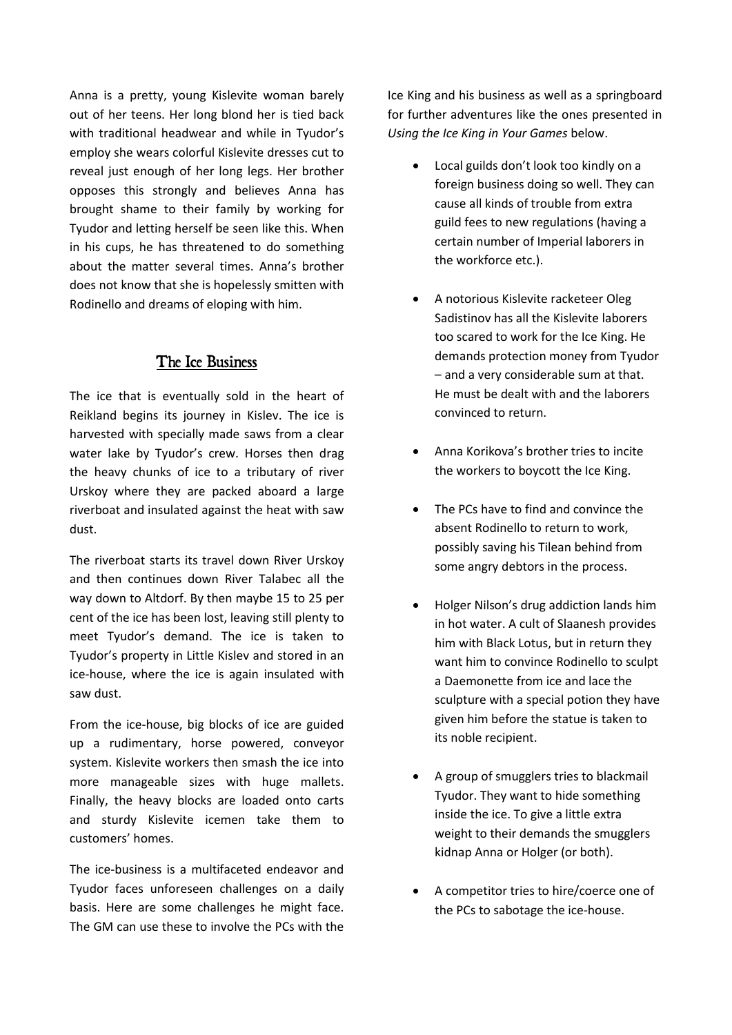Anna is a pretty, young Kislevite woman barely out of her teens. Her long blond her is tied back with traditional headwear and while in Tyudor's employ she wears colorful Kislevite dresses cut to reveal just enough of her long legs. Her brother opposes this strongly and believes Anna has brought shame to their family by working for Tyudor and letting herself be seen like this. When in his cups, he has threatened to do something about the matter several times. Anna's brother does not know that she is hopelessly smitten with Rodinello and dreams of eloping with him.

## The Ice Business

The ice that is eventually sold in the heart of Reikland begins its journey in Kislev. The ice is harvested with specially made saws from a clear water lake by Tyudor's crew. Horses then drag the heavy chunks of ice to a tributary of river Urskoy where they are packed aboard a large riverboat and insulated against the heat with saw dust.

The riverboat starts its travel down River Urskoy and then continues down River Talabec all the way down to Altdorf. By then maybe 15 to 25 per cent of the ice has been lost, leaving still plenty to meet Tyudor's demand. The ice is taken to Tyudor's property in Little Kislev and stored in an ice-house, where the ice is again insulated with saw dust.

From the ice-house, big blocks of ice are guided up a rudimentary, horse powered, conveyor system. Kislevite workers then smash the ice into more manageable sizes with huge mallets. Finally, the heavy blocks are loaded onto carts and sturdy Kislevite icemen take them to customers' homes.

The ice-business is a multifaceted endeavor and Tyudor faces unforeseen challenges on a daily basis. Here are some challenges he might face. The GM can use these to involve the PCs with the Ice King and his business as well as a springboard for further adventures like the ones presented in *Using the Ice King in Your Games* below.

- Local guilds don't look too kindly on a foreign business doing so well. They can cause all kinds of trouble from extra guild fees to new regulations (having a certain number of Imperial laborers in the workforce etc.).
- A notorious Kislevite racketeer Oleg Sadistinov has all the Kislevite laborers too scared to work for the Ice King. He demands protection money from Tyudor – and a very considerable sum at that. He must be dealt with and the laborers convinced to return.
- Anna Korikova's brother tries to incite the workers to boycott the Ice King.
- The PCs have to find and convince the absent Rodinello to return to work, possibly saving his Tilean behind from some angry debtors in the process.
- Holger Nilson's drug addiction lands him in hot water. A cult of Slaanesh provides him with Black Lotus, but in return they want him to convince Rodinello to sculpt a Daemonette from ice and lace the sculpture with a special potion they have given him before the statue is taken to its noble recipient.
- A group of smugglers tries to blackmail Tyudor. They want to hide something inside the ice. To give a little extra weight to their demands the smugglers kidnap Anna or Holger (or both).
- A competitor tries to hire/coerce one of the PCs to sabotage the ice-house.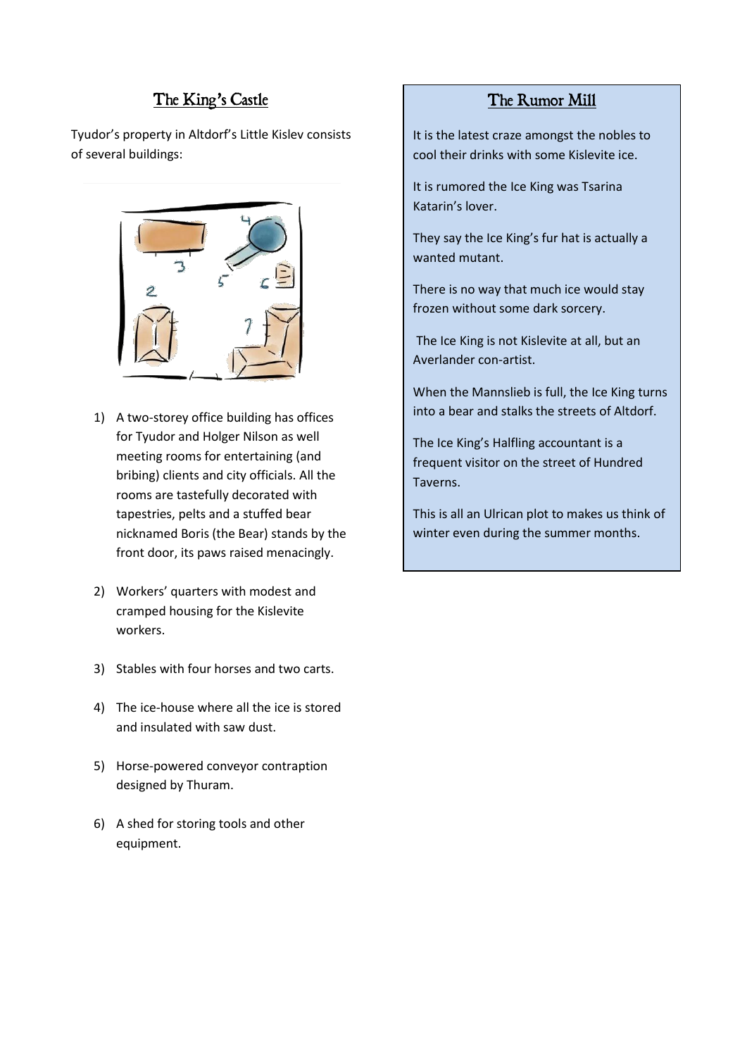## The King's Castle

Tyudor's property in Altdorf's Little Kislev consists of several buildings:

1) A two-storey office building has offices for Tyudor and Holger Nilson as well meeting rooms for entertaining (and bribing) clients and city officials. All the rooms are tastefully decorated with tapestries, pelts and a stuffed bear nicknamed Boris (the Bear) stands by the front door, its paws raised menacingly.

2) Workers' quarters with modest and cramped housing for the Kislevite workers.

3) Stables with four horses and two carts.

4) The ice-house where all the ice is stored and insulated with saw dust.

5) Horse-powered conveyor contraption designed by Thuram.

6) A shed for storing tools and other equipment.

## The Rumor Mill

It is the latest craze amongst the nobles to cool their drinks with some Kislevite ice.

It is rumored the Ice King was Tsarina Katarin's lover.

They say the Ice King's fur hat is actually a wanted mutant.

There is no way that much ice would stay frozen without some dark sorcery.

The Ice King is not Kislevite at all, but an Averlander con-artist.

When the Mannslieb is full, the Ice King turns into a bear and stalks the streets of Altdorf.

The Ice King's Halfling accountant is a frequent visitor on the street of Hundred Taverns.

This is all an Ulrican plot to makes us think of winter even during the summer months.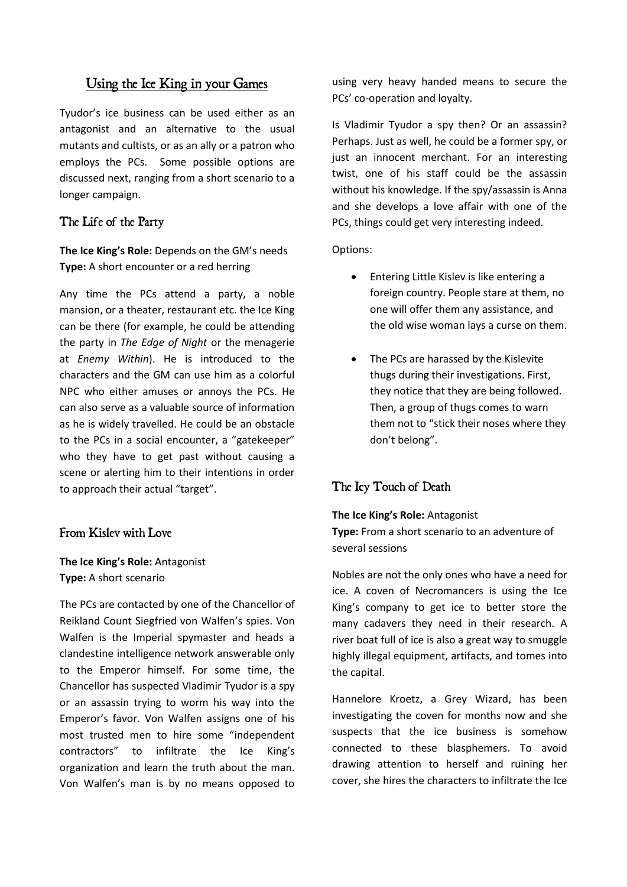## Using the Ice King in your Games

Tyudor's ice business can be used either as an antagonist and an alternative to the usual mutants and cultists, or as an ally or a patron who employs the PCs. Some possible options are discussed next, ranging from a short scenario to a longer campaign.

### The Life of the Party

**The Ice King's Role:** Depends on the GM's needs
**Type:** A short encounter or a red herring

Any time the PCs attend a party, a noble mansion, or a theater, restaurant etc. the Ice King can be there (for example, he could be attending the party in *The Edge of Night* or the menagerie at *Enemy Within*). He is introduced to the characters and the GM can use him as a colorful NPC who either amuses or annoys the PCs. He can also serve as a valuable source of information as he is widely travelled. He could be an obstacle to the PCs in a social encounter, a "gatekeeper" who they have to get past without causing a scene or alerting him to their intentions in order to approach their actual "target".

### From Kislev with Love

**The Ice King's Role:** Antagonist
**Type:** A short scenario

The PCs are contacted by one of the Chancellor of Reikland Count Siegfried von Walfen's spies. Von Walfen is the Imperial spymaster and heads a clandestine intelligence network answerable only to the Emperor himself. For some time, the Chancellor has suspected Vladimir Tyudor is a spy or an assassin trying to worm his way into the Emperor's favor. Von Walfen assigns one of his most trusted men to hire some "independent contractors" to infiltrate the Ice King's organization and learn the truth about the man. Von Walfen's man is by no means opposed to using very heavy handed means to secure the PCs' co-operation and loyalty.

Is Vladimir Tyudor a spy then? Or an assassin? Perhaps. Just as well, he could be a former spy, or just an innocent merchant. For an interesting twist, one of his staff could be the assassin without his knowledge. If the spy/assassin is Anna and she develops a love affair with one of the PCs, things could get very interesting indeed.

Options:

- Entering Little Kislev is like entering a foreign country. People stare at them, no one will offer them any assistance, and the old wise woman lays a curse on them.
- The PCs are harassed by the Kislevite thugs during their investigations. First, they notice that they are being followed. Then, a group of thugs comes to warn them not to "stick their noses where they don't belong".

### The Icy Touch of Death

**The Ice King's Role:** Antagonist
**Type:** From a short scenario to an adventure of several sessions

Nobles are not the only ones who have a need for ice. A coven of Necromancers is using the Ice King's company to get ice to better store the many cadavers they need in their research. A river boat full of ice is also a great way to smuggle highly illegal equipment, artifacts, and tomes into the capital.

Hannelore Kroetz, a Grey Wizard, has been investigating the coven for months now and she suspects that the ice business is somehow connected to these blasphemers. To avoid drawing attention to herself and ruining her cover, she hires the characters to infiltrate the Ice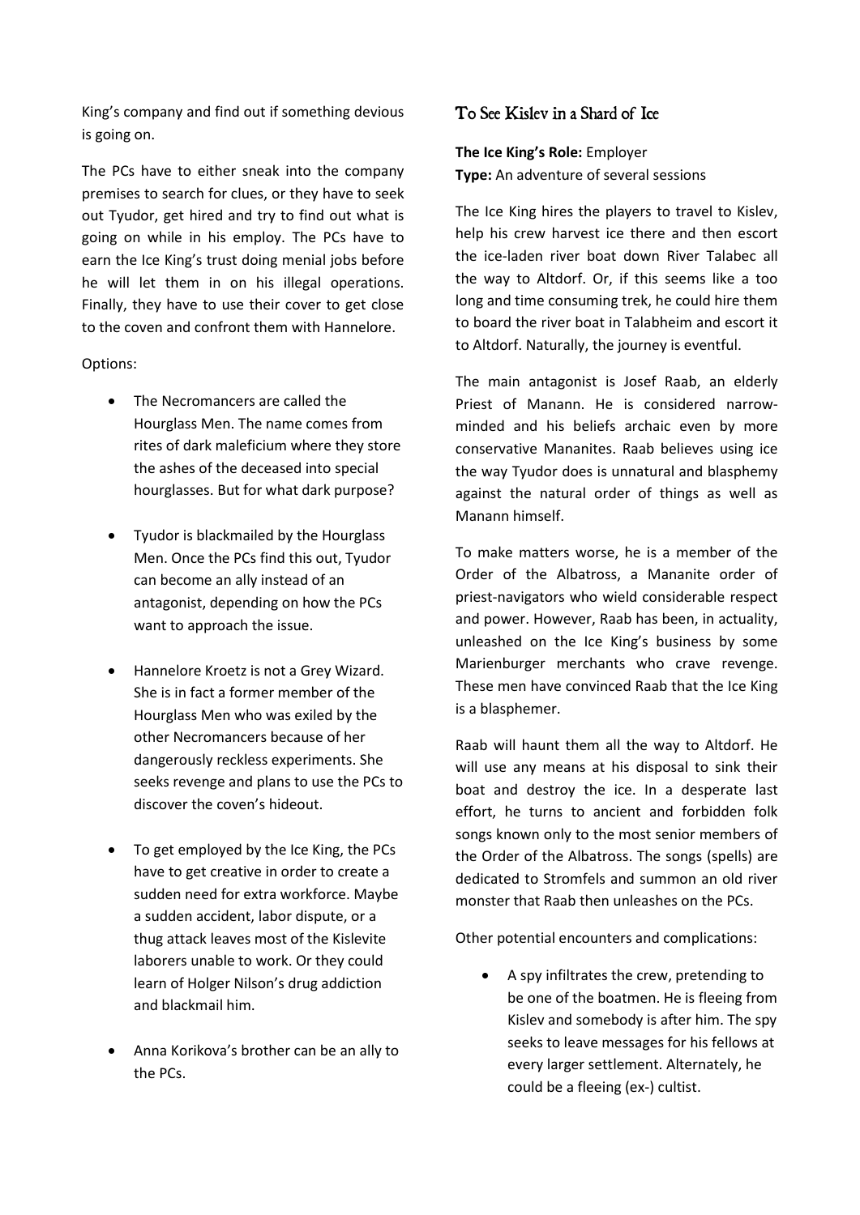King's company and find out if something devious is going on.

The PCs have to either sneak into the company premises to search for clues, or they have to seek out Tyudor, get hired and try to find out what is going on while in his employ. The PCs have to earn the Ice King's trust doing menial jobs before he will let them in on his illegal operations. Finally, they have to use their cover to get close to the coven and confront them with Hannelore.

Options:

- The Necromancers are called the Hourglass Men. The name comes from rites of dark maleficium where they store the ashes of the deceased into special hourglasses. But for what dark purpose?
- Tyudor is blackmailed by the Hourglass Men. Once the PCs find this out, Tyudor can become an ally instead of an antagonist, depending on how the PCs want to approach the issue.
- Hannelore Kroetz is not a Grey Wizard. She is in fact a former member of the Hourglass Men who was exiled by the other Necromancers because of her dangerously reckless experiments. She seeks revenge and plans to use the PCs to discover the coven's hideout.
- To get employed by the Ice King, the PCs have to get creative in order to create a sudden need for extra workforce. Maybe a sudden accident, labor dispute, or a thug attack leaves most of the Kislevite laborers unable to work. Or they could learn of Holger Nilson's drug addiction and blackmail him.
- Anna Korikova's brother can be an ally to the PCs.

## To See Kislev in a Shard of Ice

**The Ice King's Role:** Employer
**Type:** An adventure of several sessions

The Ice King hires the players to travel to Kislev, help his crew harvest ice there and then escort the ice-laden river boat down River Talabec all the way to Altdorf. Or, if this seems like a too long and time consuming trek, he could hire them to board the river boat in Talabheim and escort it to Altdorf. Naturally, the journey is eventful.

The main antagonist is Josef Raab, an elderly Priest of Manann. He is considered narrow-minded and his beliefs archaic even by more conservative Mananites. Raab believes using ice the way Tyudor does is unnatural and blasphemy against the natural order of things as well as Manann himself.

To make matters worse, he is a member of the Order of the Albatross, a Mananite order of priest-navigators who wield considerable respect and power. However, Raab has been, in actuality, unleashed on the Ice King's business by some Marienburger merchants who crave revenge. These men have convinced Raab that the Ice King is a blasphemer.

Raab will haunt them all the way to Altdorf. He will use any means at his disposal to sink their boat and destroy the ice. In a desperate last effort, he turns to ancient and forbidden folk songs known only to the most senior members of the Order of the Albatross. The songs (spells) are dedicated to Stromfels and summon an old river monster that Raab then unleashes on the PCs.

Other potential encounters and complications:

- A spy infiltrates the crew, pretending to be one of the boatmen. He is fleeing from Kislev and somebody is after him. The spy seeks to leave messages for his fellows at every larger settlement. Alternately, he could be a fleeing (ex-) cultist.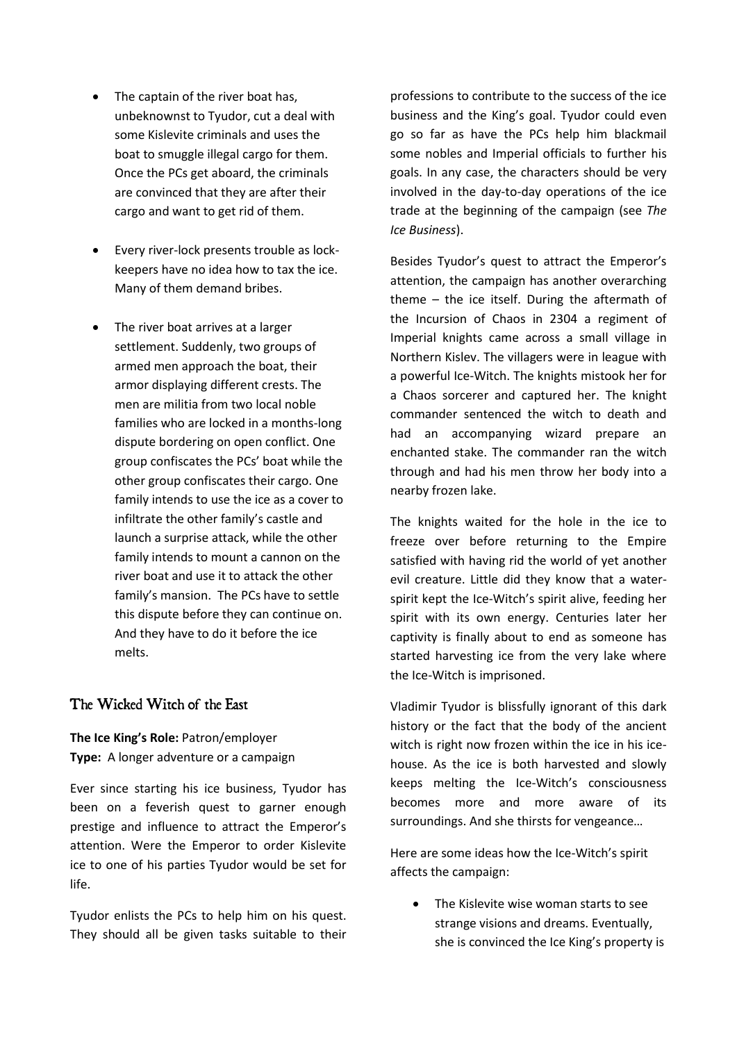- The captain of the river boat has, unbeknownst to Tyudor, cut a deal with some Kislevite criminals and uses the boat to smuggle illegal cargo for them. Once the PCs get aboard, the criminals are convinced that they are after their cargo and want to get rid of them.

- Every river-lock presents trouble as lock-keepers have no idea how to tax the ice. Many of them demand bribes.

- The river boat arrives at a larger settlement. Suddenly, two groups of armed men approach the boat, their armor displaying different crests. The men are militia from two local noble families who are locked in a months-long dispute bordering on open conflict. One group confiscates the PCs' boat while the other group confiscates their cargo. One family intends to use the ice as a cover to infiltrate the other family's castle and launch a surprise attack, while the other family intends to mount a cannon on the river boat and use it to attack the other family's mansion. The PCs have to settle this dispute before they can continue on. And they have to do it before the ice melts.

## The Wicked Witch of the East

**The Ice King's Role:** Patron/employer
**Type:** A longer adventure or a campaign

Ever since starting his ice business, Tyudor has been on a feverish quest to garner enough prestige and influence to attract the Emperor's attention. Were the Emperor to order Kislevite ice to one of his parties Tyudor would be set for life.

Tyudor enlists the PCs to help him on his quest. They should all be given tasks suitable to their professions to contribute to the success of the ice business and the King's goal. Tyudor could even go so far as have the PCs help him blackmail some nobles and Imperial officials to further his goals. In any case, the characters should be very involved in the day-to-day operations of the ice trade at the beginning of the campaign (see *The Ice Business*).

Besides Tyudor's quest to attract the Emperor's attention, the campaign has another overarching theme – the ice itself. During the aftermath of the Incursion of Chaos in 2304 a regiment of Imperial knights came across a small village in Northern Kislev. The villagers were in league with a powerful Ice-Witch. The knights mistook her for a Chaos sorcerer and captured her. The knight commander sentenced the witch to death and had an accompanying wizard prepare an enchanted stake. The commander ran the witch through and had his men throw her body into a nearby frozen lake.

The knights waited for the hole in the ice to freeze over before returning to the Empire satisfied with having rid the world of yet another evil creature. Little did they know that a water-spirit kept the Ice-Witch's spirit alive, feeding her spirit with its own energy. Centuries later her captivity is finally about to end as someone has started harvesting ice from the very lake where the Ice-Witch is imprisoned.

Vladimir Tyudor is blissfully ignorant of this dark history or the fact that the body of the ancient witch is right now frozen within the ice in his ice-house. As the ice is both harvested and slowly keeps melting the Ice-Witch's consciousness becomes more and more aware of its surroundings. And she thirsts for vengeance…

Here are some ideas how the Ice-Witch's spirit affects the campaign:

- The Kislevite wise woman starts to see strange visions and dreams. Eventually, she is convinced the Ice King's property is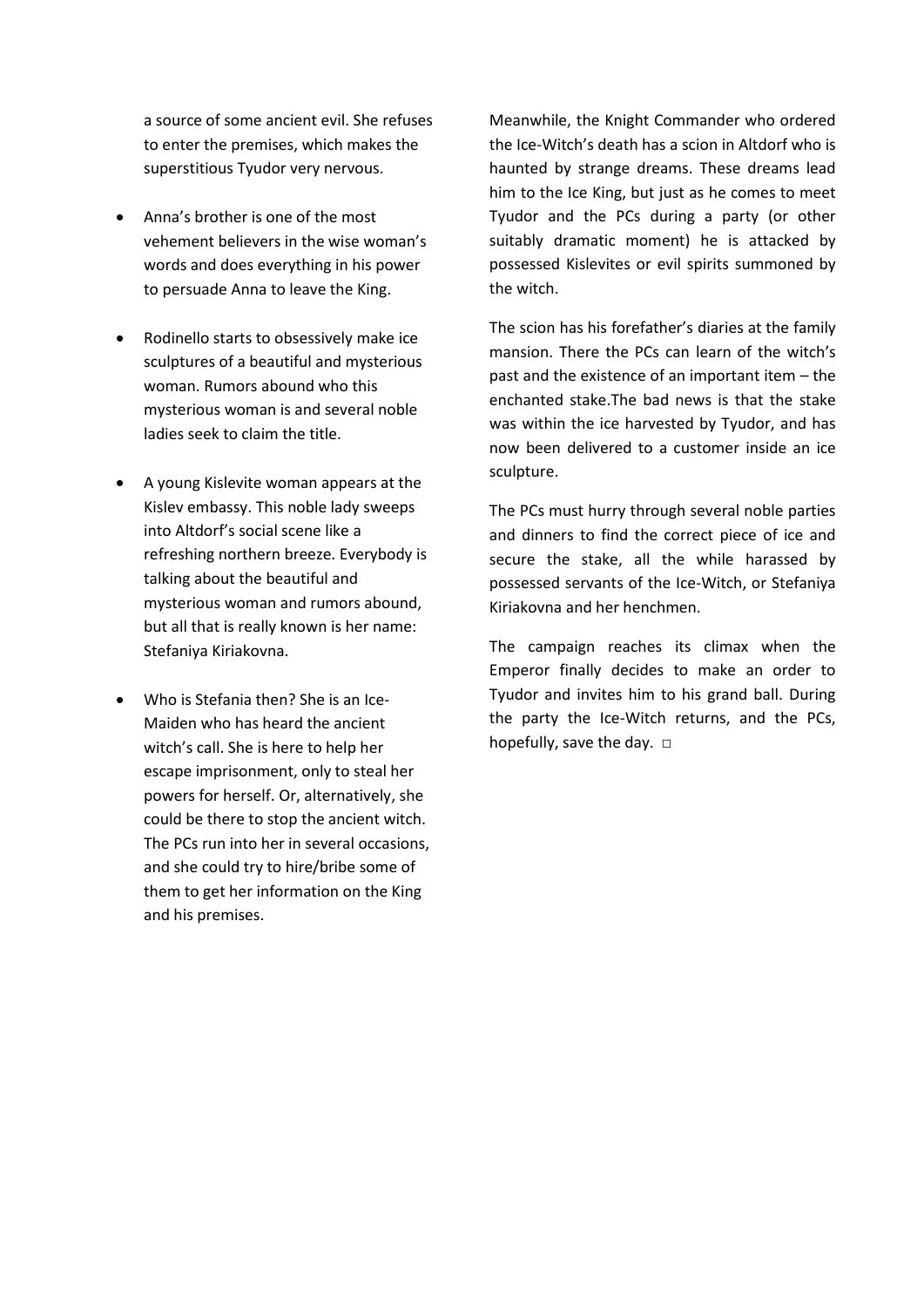a source of some ancient evil. She refuses to enter the premises, which makes the superstitious Tyudor very nervous.

- Anna's brother is one of the most vehement believers in the wise woman's words and does everything in his power to persuade Anna to leave the King.
- Rodinello starts to obsessively make ice sculptures of a beautiful and mysterious woman. Rumors abound who this mysterious woman is and several noble ladies seek to claim the title.
- A young Kislevite woman appears at the Kislev embassy. This noble lady sweeps into Altdorf's social scene like a refreshing northern breeze. Everybody is talking about the beautiful and mysterious woman and rumors abound, but all that is really known is her name: Stefaniya Kiriakovna.
- Who is Stefania then? She is an Ice-Maiden who has heard the ancient witch's call. She is here to help her escape imprisonment, only to steal her powers for herself. Or, alternatively, she could be there to stop the ancient witch. The PCs run into her in several occasions, and she could try to hire/bribe some of them to get her information on the King and his premises.

Meanwhile, the Knight Commander who ordered the Ice-Witch's death has a scion in Altdorf who is haunted by strange dreams. These dreams lead him to the Ice King, but just as he comes to meet Tyudor and the PCs during a party (or other suitably dramatic moment) he is attacked by possessed Kislevites or evil spirits summoned by the witch.

The scion has his forefather's diaries at the family mansion. There the PCs can learn of the witch's past and the existence of an important item – the enchanted stake.The bad news is that the stake was within the ice harvested by Tyudor, and has now been delivered to a customer inside an ice sculpture.

The PCs must hurry through several noble parties and dinners to find the correct piece of ice and secure the stake, all the while harassed by possessed servants of the Ice-Witch, or Stefaniya Kiriakovna and her henchmen.

The campaign reaches its climax when the Emperor finally decides to make an order to Tyudor and invites him to his grand ball. During the party the Ice-Witch returns, and the PCs, hopefully, save the day. □